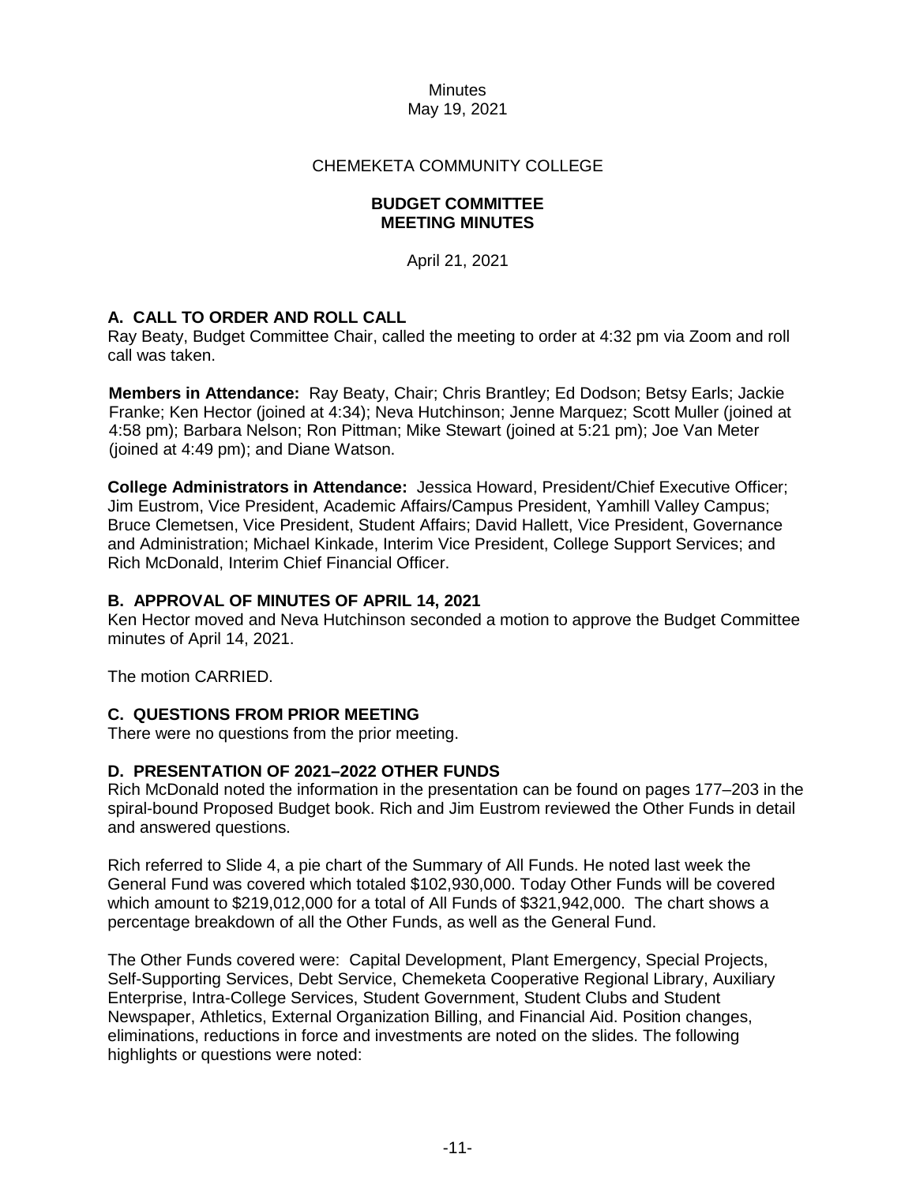Minutes
May 19, 2021

CHEMEKETA COMMUNITY COLLEGE

**BUDGET COMMITTEE**
**MEETING MINUTES**

April 21, 2021

## A. CALL TO ORDER AND ROLL CALL

Ray Beaty, Budget Committee Chair, called the meeting to order at 4:32 pm via Zoom and roll call was taken.

**Members in Attendance:** Ray Beaty, Chair; Chris Brantley; Ed Dodson; Betsy Earls; Jackie Franke; Ken Hector (joined at 4:34); Neva Hutchinson; Jenne Marquez; Scott Muller (joined at 4:58 pm); Barbara Nelson; Ron Pittman; Mike Stewart (joined at 5:21 pm); Joe Van Meter (joined at 4:49 pm); and Diane Watson.

**College Administrators in Attendance:** Jessica Howard, President/Chief Executive Officer; Jim Eustrom, Vice President, Academic Affairs/Campus President, Yamhill Valley Campus; Bruce Clemetsen, Vice President, Student Affairs; David Hallett, Vice President, Governance and Administration; Michael Kinkade, Interim Vice President, College Support Services; and Rich McDonald, Interim Chief Financial Officer.

## B. APPROVAL OF MINUTES OF APRIL 14, 2021

Ken Hector moved and Neva Hutchinson seconded a motion to approve the Budget Committee minutes of April 14, 2021.

The motion CARRIED.

## C. QUESTIONS FROM PRIOR MEETING

There were no questions from the prior meeting.

## D. PRESENTATION OF 2021–2022 OTHER FUNDS

Rich McDonald noted the information in the presentation can be found on pages 177–203 in the spiral-bound Proposed Budget book. Rich and Jim Eustrom reviewed the Other Funds in detail and answered questions.

Rich referred to Slide 4, a pie chart of the Summary of All Funds. He noted last week the General Fund was covered which totaled $102,930,000. Today Other Funds will be covered which amount to $219,012,000 for a total of All Funds of $321,942,000. The chart shows a percentage breakdown of all the Other Funds, as well as the General Fund.

The Other Funds covered were: Capital Development, Plant Emergency, Special Projects, Self-Supporting Services, Debt Service, Chemeketa Cooperative Regional Library, Auxiliary Enterprise, Intra-College Services, Student Government, Student Clubs and Student Newspaper, Athletics, External Organization Billing, and Financial Aid. Position changes, eliminations, reductions in force and investments are noted on the slides. The following highlights or questions were noted: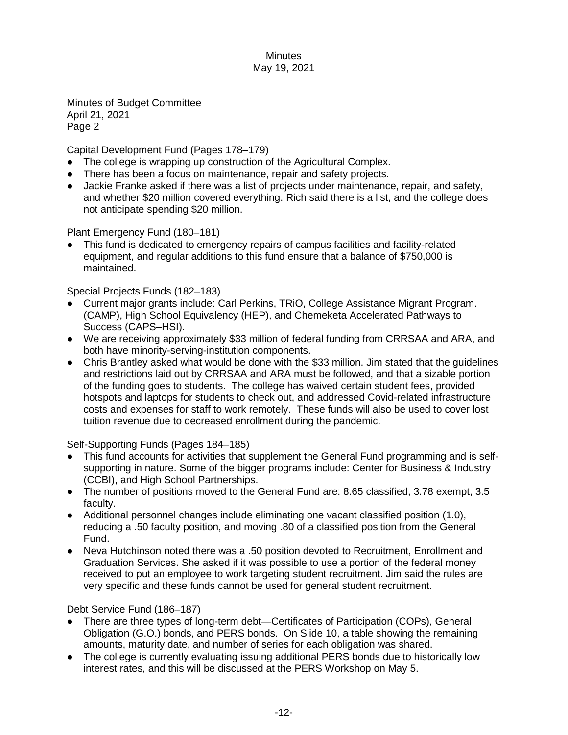Minutes of Budget Committee
April 21, 2021
Page 2

Capital Development Fund (Pages 178–179)

- The college is wrapping up construction of the Agricultural Complex.
- There has been a focus on maintenance, repair and safety projects.
- Jackie Franke asked if there was a list of projects under maintenance, repair, and safety, and whether $20 million covered everything. Rich said there is a list, and the college does not anticipate spending $20 million.

Plant Emergency Fund (180–181)

- This fund is dedicated to emergency repairs of campus facilities and facility-related equipment, and regular additions to this fund ensure that a balance of $750,000 is maintained.

Special Projects Funds (182–183)

- Current major grants include: Carl Perkins, TRiO, College Assistance Migrant Program. (CAMP), High School Equivalency (HEP), and Chemeketa Accelerated Pathways to Success (CAPS–HSI).
- We are receiving approximately $33 million of federal funding from CRRSAA and ARA, and both have minority-serving-institution components.
- Chris Brantley asked what would be done with the $33 million. Jim stated that the guidelines and restrictions laid out by CRRSAA and ARA must be followed, and that a sizable portion of the funding goes to students. The college has waived certain student fees, provided hotspots and laptops for students to check out, and addressed Covid-related infrastructure costs and expenses for staff to work remotely. These funds will also be used to cover lost tuition revenue due to decreased enrollment during the pandemic.

Self-Supporting Funds (Pages 184–185)

- This fund accounts for activities that supplement the General Fund programming and is self-supporting in nature. Some of the bigger programs include: Center for Business & Industry (CCBI), and High School Partnerships.
- The number of positions moved to the General Fund are: 8.65 classified, 3.78 exempt, 3.5 faculty.
- Additional personnel changes include eliminating one vacant classified position (1.0), reducing a .50 faculty position, and moving .80 of a classified position from the General Fund.
- Neva Hutchinson noted there was a .50 position devoted to Recruitment, Enrollment and Graduation Services. She asked if it was possible to use a portion of the federal money received to put an employee to work targeting student recruitment. Jim said the rules are very specific and these funds cannot be used for general student recruitment.

Debt Service Fund (186–187)

- There are three types of long-term debt—Certificates of Participation (COPs), General Obligation (G.O.) bonds, and PERS bonds. On Slide 10, a table showing the remaining amounts, maturity date, and number of series for each obligation was shared.
- The college is currently evaluating issuing additional PERS bonds due to historically low interest rates, and this will be discussed at the PERS Workshop on May 5.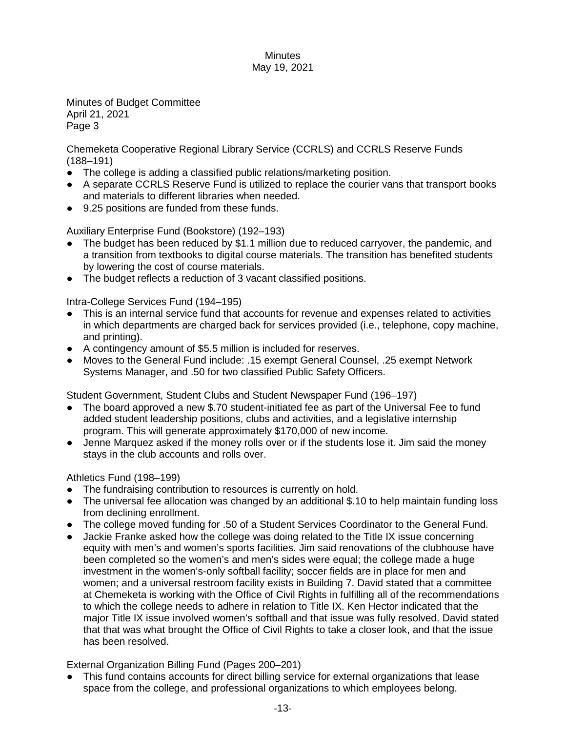Minutes of Budget Committee
April 21, 2021
Page 3

Chemeketa Cooperative Regional Library Service (CCRLS) and CCRLS Reserve Funds (188–191)

- The college is adding a classified public relations/marketing position.
- A separate CCRLS Reserve Fund is utilized to replace the courier vans that transport books and materials to different libraries when needed.
- 9.25 positions are funded from these funds.

Auxiliary Enterprise Fund (Bookstore) (192–193)

- The budget has been reduced by $1.1 million due to reduced carryover, the pandemic, and a transition from textbooks to digital course materials. The transition has benefited students by lowering the cost of course materials.
- The budget reflects a reduction of 3 vacant classified positions.

Intra-College Services Fund (194–195)

- This is an internal service fund that accounts for revenue and expenses related to activities in which departments are charged back for services provided (i.e., telephone, copy machine, and printing).
- A contingency amount of $5.5 million is included for reserves.
- Moves to the General Fund include: .15 exempt General Counsel, .25 exempt Network Systems Manager, and .50 for two classified Public Safety Officers.

Student Government, Student Clubs and Student Newspaper Fund (196–197)

- The board approved a new $.70 student-initiated fee as part of the Universal Fee to fund added student leadership positions, clubs and activities, and a legislative internship program. This will generate approximately $170,000 of new income.
- Jenne Marquez asked if the money rolls over or if the students lose it. Jim said the money stays in the club accounts and rolls over.

Athletics Fund (198–199)

- The fundraising contribution to resources is currently on hold.
- The universal fee allocation was changed by an additional $.10 to help maintain funding loss from declining enrollment.
- The college moved funding for .50 of a Student Services Coordinator to the General Fund.
- Jackie Franke asked how the college was doing related to the Title IX issue concerning equity with men's and women's sports facilities. Jim said renovations of the clubhouse have been completed so the women's and men's sides were equal; the college made a huge investment in the women's-only softball facility; soccer fields are in place for men and women; and a universal restroom facility exists in Building 7. David stated that a committee at Chemeketa is working with the Office of Civil Rights in fulfilling all of the recommendations to which the college needs to adhere in relation to Title IX. Ken Hector indicated that the major Title IX issue involved women's softball and that issue was fully resolved. David stated that that was what brought the Office of Civil Rights to take a closer look, and that the issue has been resolved.

External Organization Billing Fund (Pages 200–201)

- This fund contains accounts for direct billing service for external organizations that lease space from the college, and professional organizations to which employees belong.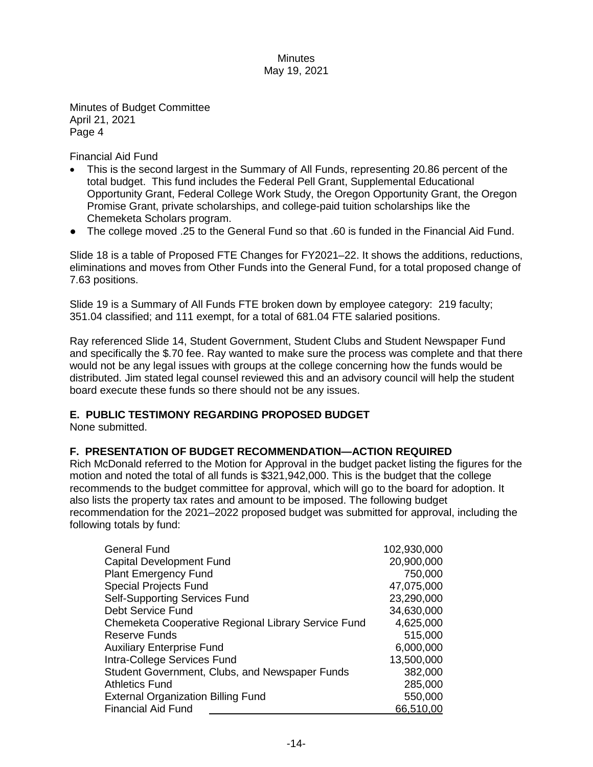Minutes of Budget Committee
April 21, 2021
Page 4

Financial Aid Fund

- This is the second largest in the Summary of All Funds, representing 20.86 percent of the total budget. This fund includes the Federal Pell Grant, Supplemental Educational Opportunity Grant, Federal College Work Study, the Oregon Opportunity Grant, the Oregon Promise Grant, private scholarships, and college-paid tuition scholarships like the Chemeketa Scholars program.
- The college moved .25 to the General Fund so that .60 is funded in the Financial Aid Fund.

Slide 18 is a table of Proposed FTE Changes for FY2021–22. It shows the additions, reductions, eliminations and moves from Other Funds into the General Fund, for a total proposed change of 7.63 positions.

Slide 19 is a Summary of All Funds FTE broken down by employee category: 219 faculty; 351.04 classified; and 111 exempt, for a total of 681.04 FTE salaried positions.

Ray referenced Slide 14, Student Government, Student Clubs and Student Newspaper Fund and specifically the $.70 fee. Ray wanted to make sure the process was complete and that there would not be any legal issues with groups at the college concerning how the funds would be distributed. Jim stated legal counsel reviewed this and an advisory council will help the student board execute these funds so there should not be any issues.

## E. PUBLIC TESTIMONY REGARDING PROPOSED BUDGET

None submitted.

## F. PRESENTATION OF BUDGET RECOMMENDATION—ACTION REQUIRED

Rich McDonald referred to the Motion for Approval in the budget packet listing the figures for the motion and noted the total of all funds is $321,942,000. This is the budget that the college recommends to the budget committee for approval, which will go to the board for adoption. It also lists the property tax rates and amount to be imposed. The following budget recommendation for the 2021–2022 proposed budget was submitted for approval, including the following totals by fund:

| Fund | Amount |
|---|---|
| General Fund | 102,930,000 |
| Capital Development Fund | 20,900,000 |
| Plant Emergency Fund | 750,000 |
| Special Projects Fund | 47,075,000 |
| Self-Supporting Services Fund | 23,290,000 |
| Debt Service Fund | 34,630,000 |
| Chemeketa Cooperative Regional Library Service Fund | 4,625,000 |
| Reserve Funds | 515,000 |
| Auxiliary Enterprise Fund | 6,000,000 |
| Intra-College Services Fund | 13,500,000 |
| Student Government, Clubs, and Newspaper Funds | 382,000 |
| Athletics Fund | 285,000 |
| External Organization Billing Fund | 550,000 |
| Financial Aid Fund | 66,510,00 |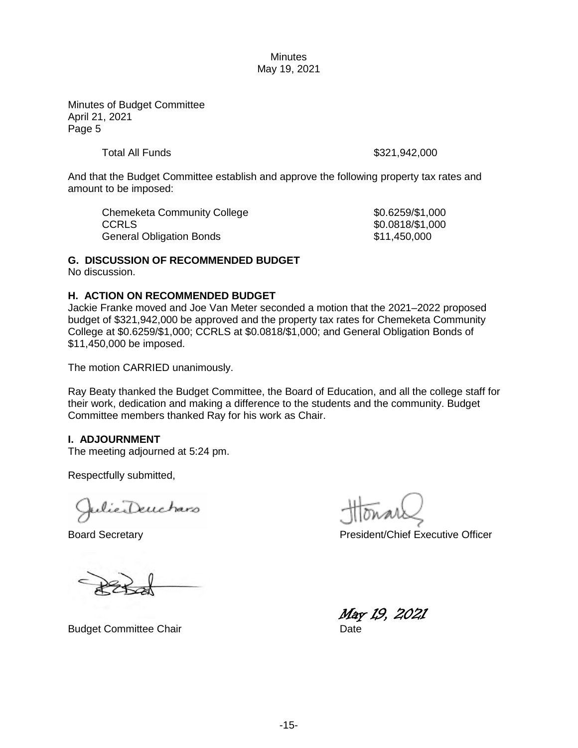Minutes of Budget Committee
April 21, 2021
Page 5

| | |
|---|---|
| Total All Funds | $321,942,000 |

And that the Budget Committee establish and approve the following property tax rates and amount to be imposed:

| | |
|---|---|
| Chemeketa Community College | $0.6259/$1,000 |
| CCRLS | $0.0818/$1,000 |
| General Obligation Bonds | $11,450,000 |

**G. DISCUSSION OF RECOMMENDED BUDGET**

No discussion.

**H. ACTION ON RECOMMENDED BUDGET**

Jackie Franke moved and Joe Van Meter seconded a motion that the 2021–2022 proposed budget of $321,942,000 be approved and the property tax rates for Chemeketa Community College at $0.6259/$1,000; CCRLS at $0.0818/$1,000; and General Obligation Bonds of $11,450,000 be imposed.

The motion CARRIED unanimously.

Ray Beaty thanked the Budget Committee, the Board of Education, and all the college staff for their work, dedication and making a difference to the students and the community. Budget Committee members thanked Ray for his work as Chair.

**I. ADJOURNMENT**

The meeting adjourned at 5:24 pm.

Respectfully submitted,

Board Secretary

President/Chief Executive Officer

Budget Committee Chair

*May 19, 2021*

Date